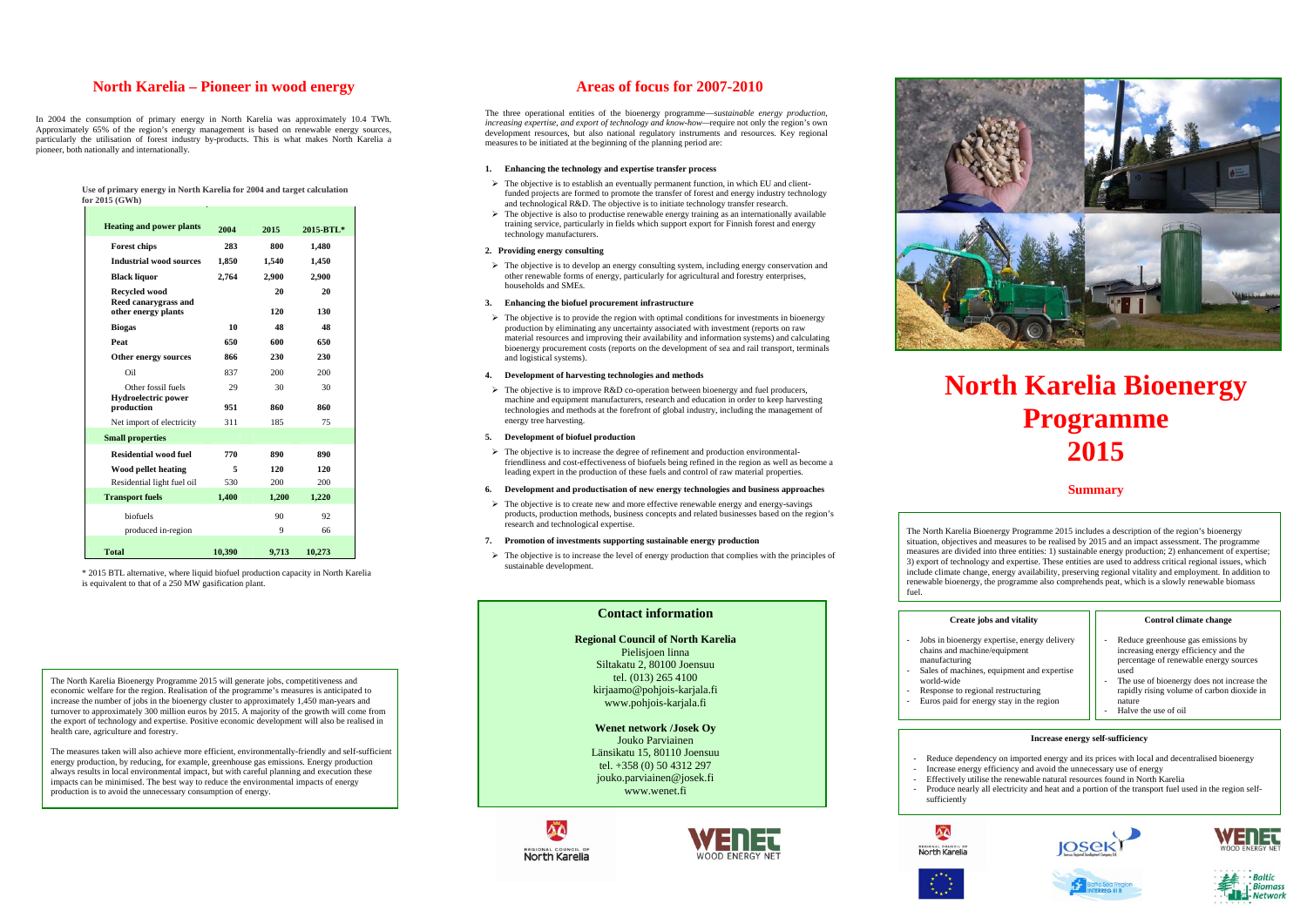# North Karelia – Pioneer in wood energy

In 2004 the consumption of primary energy in North Karelia was approximately 10.4 TWh. Approximately 65% of the region's energy management is based on renewable energy sources, particularly the utilisation of forest industry by-products. This is what makes North Karelia a pioneer, both nationally and internationally.

**Use of primary energy in North Karelia for 2004 and target calculation for 2015 (GWh)**

| Heating and power plants | 2004 | 2015 | 2015-BTL* |
|---|---|---|---|
| **Forest chips** | **283** | **800** | **1,480** |
| **Industrial wood sources** | **1,850** | **1,540** | **1,450** |
| **Black liquor** | **2,764** | **2,900** | **2,900** |
| **Recycled wood** | | **20** | **20** |
| **Reed canarygrass and other energy plants** | | **120** | **130** |
| **Biogas** | **10** | **48** | **48** |
| **Peat** | **650** | **600** | **650** |
| **Other energy sources** | **866** | **230** | **230** |
| Oil | 837 | 200 | 200 |
| Other fossil fuels | 29 | 30 | 30 |
| **Hydroelectric power production** | **951** | **860** | **860** |
| Net import of electricity | 311 | 185 | 75 |
| **Small properties** | | | |
| **Residential wood fuel** | **770** | **890** | **890** |
| **Wood pellet heating** | **5** | **120** | **120** |
| Residential light fuel oil | 530 | 200 | 200 |
| **Transport fuels** | **1,400** | **1,200** | **1,220** |
| biofuels | | 90 | 92 |
| produced in-region | | 9 | 66 |
| **Total** | **10,390** | **9,713** | **10,273** |

\* 2015 BTL alternative, where liquid biofuel production capacity in North Karelia is equivalent to that of a 250 MW gasification plant.

The North Karelia Bioenergy Programme 2015 will generate jobs, competitiveness and economic welfare for the region. Realisation of the programme's measures is anticipated to increase the number of jobs in the bioenergy cluster to approximately 1,450 man-years and turnover to approximately 300 million euros by 2015. A majority of the growth will come from the export of technology and expertise. Positive economic development will also be realised in health care, agriculture and forestry.

The measures taken will also achieve more efficient, environmentally-friendly and self-sufficient energy production, by reducing, for example, greenhouse gas emissions. Energy production always results in local environmental impact, but with careful planning and execution these impacts can be minimised. The best way to reduce the environmental impacts of energy production is to avoid the unnecessary consumption of energy.

# Areas of focus for 2007-2010

The three operational entities of the bioenergy programme—*sustainable energy production, increasing expertise, and export of technology and know-how*—require not only the region's own development resources, but also national regulatory instruments and resources. Key regional measures to be initiated at the beginning of the planning period are:

**1. Enhancing the technology and expertise transfer process**

- The objective is to establish an eventually permanent function, in which EU and client-funded projects are formed to promote the transfer of forest and energy industry technology and technological R&D. The objective is to initiate technology transfer research.
- The objective is also to productise renewable energy training as an internationally available training service, particularly in fields which support export for Finnish forest and energy technology manufacturers.

**2. Providing energy consulting**

- The objective is to develop an energy consulting system, including energy conservation and other renewable forms of energy, particularly for agricultural and forestry enterprises, households and SMEs.

**3. Enhancing the biofuel procurement infrastructure**

- The objective is to provide the region with optimal conditions for investments in bioenergy production by eliminating any uncertainty associated with investment (reports on raw material resources and improving their availability and information systems) and calculating bioenergy procurement costs (reports on the development of sea and rail transport, terminals and logistical systems).

**4. Development of harvesting technologies and methods**

- The objective is to improve R&D co-operation between bioenergy and fuel producers, machine and equipment manufacturers, research and education in order to keep harvesting technologies and methods at the forefront of global industry, including the management of energy tree harvesting.

**5. Development of biofuel production**

- The objective is to increase the degree of refinement and production environmental-friendliness and cost-effectiveness of biofuels being refined in the region as well as become a leading expert in the production of these fuels and control of raw material properties.

**6. Development and productisation of new energy technologies and business approaches**

- The objective is to create new and more effective renewable energy and energy-savings products, production methods, business concepts and related businesses based on the region's research and technological expertise.

**7. Promotion of investments supporting sustainable energy production**

- The objective is to increase the level of energy production that complies with the principles of sustainable development.

## Contact information

**Regional Council of North Karelia**
Pielisjoen linna
Siltakatu 2, 80100 Joensuu
tel. (013) 265 4100
kirjaamo@pohjois-karjala.fi
www.pohjois-karjala.fi

**Wenet network /Josek Oy**
Jouko Parviainen
Länsikatu 15, 80110 Joensuu
tel. +358 (0) 50 4312 297
jouko.parviainen@josek.fi
www.wenet.fi

# North Karelia Bioenergy Programme 2015

## Summary

The North Karelia Bioenergy Programme 2015 includes a description of the region's bioenergy situation, objectives and measures to be realised by 2015 and an impact assessment. The programme measures are divided into three entities: 1) sustainable energy production; 2) enhancement of expertise; 3) export of technology and expertise. These entities are used to address critical regional issues, which include climate change, energy availability, preserving regional vitality and employment. In addition to renewable bioenergy, the programme also comprehends peat, which is a slowly renewable biomass fuel.

**Create jobs and vitality**

- Jobs in bioenergy expertise, energy delivery chains and machine/equipment manufacturing
- Sales of machines, equipment and expertise world-wide
- Response to regional restructuring
- Euros paid for energy stay in the region

**Control climate change**

- Reduce greenhouse gas emissions by increasing energy efficiency and the percentage of renewable energy sources used
- The use of bioenergy does not increase the rapidly rising volume of carbon dioxide in nature
- Halve the use of oil

**Increase energy self-sufficiency**

- Reduce dependency on imported energy and its prices with local and decentralised bioenergy
- Increase energy efficiency and avoid the unnecessary use of energy
- Effectively utilise the renewable natural resources found in North Karelia
- Produce nearly all electricity and heat and a portion of the transport fuel used in the region self-sufficiently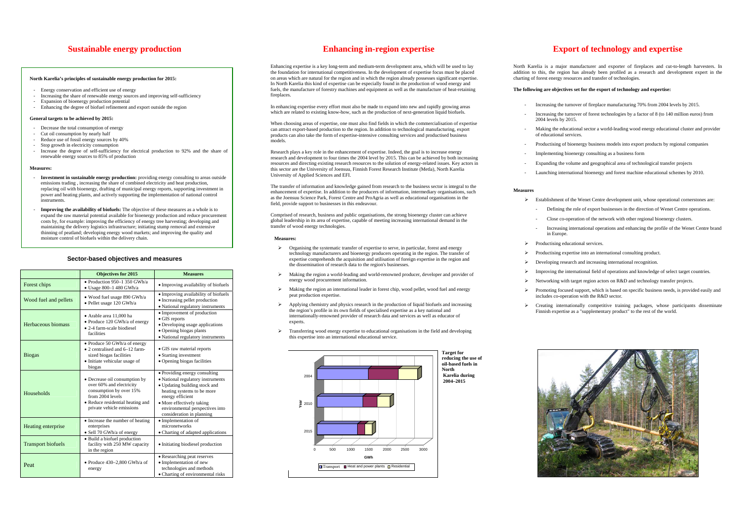# Sustainable energy production

**North Karelia's principles of sustainable energy production for 2015:**

- Energy conservation and efficient use of energy
- Increasing the share of renewable energy sources and improving self-sufficiency
- Expansion of bioenergy production potential
- Enhancing the degree of biofuel refinement and export outside the region

**General targets to be achieved by 2015:**

- Decrease the total consumption of energy
- Cut oil consumption by nearly half
- Reduce use of fossil energy sources by 40%
- Stop growth in electricity consumption
- Increase the degree of self-sufficiency for electrical production to 92% and the share of renewable energy sources to 85% of production

**Measures:**

- **Investment in sustainable energy production:** providing energy consulting to areas outside emissions trading , increasing the share of combined electricity and heat production, replacing oil with bioenergy, drafting of municipal energy reports, supporting investment in power and heating plants, and actively supporting the implementation of national control instruments.
- **Improving the availability of biofuels:** The objective of these measures as a whole is to expand the raw material potential available for bioenergy production and reduce procurement costs by, for example: improving the efficiency of energy tree harvesting; developing and maintaining the delivery logistics infrastructure; initiating stump removal and extensive thinning of peatland; developing energy wood markets; and improving the quality and moisture control of biofuels within the delivery chain.

## Sector-based objectives and measures

| | Objectives for 2015 | Measures |
|---|---|---|
| Forest chips | • Production 950–1 350 GWh/a<br>• Usage 800–1 480 GWh/a | • Improving availability of biofuels |
| Wood fuel and pellets | • Wood fuel usage 890 GWh/a<br>• Pellet usage 120 GWh/a | • Improving availability of biofuels<br>• Increasing pellet production<br>• National regulatory instruments |
| Herbaceous biomass | • Arable area 11,000 ha<br>• Produce 120 GWh/a of energy<br>• 2-4 farm-scale biodiesel facilities | • Improvement of production<br>• GIS reports<br>• Developing usage applications<br>• Opening biogas plants<br>• National regulatory instruments |
| Biogas | • Produce 50 GWh/a of energy<br>• 2 centralised and 6–12 farm-sized biogas facilities<br>• Initiate vehicular usage of biogas | • GIS raw material reports<br>• Starting investment<br>• Opening biogas facilities |
| Households | • Decrease oil consumption by over 60% and electricity consumption by over 15% from 2004 levels<br>• Reduce residential heating and private vehicle emissions | • Providing energy consulting<br>• National regulatory instruments<br>• Updating building stock and heating systems to be more energy efficient<br>• More effectively taking environmental perspectives into consideration in planning |
| Heating enterprise | • Increase the number of heating enterprises<br>• Sell 70 GWh/a of energy | • Implementation of micronetworks<br>• Charting of adapted applications |
| Transport biofuels | • Build a biofuel production facility with 250 MW capacity in the region | • Initiating biodiesel production |
| Peat | • Produce 430–2,800 GWh/a of energy | • Researching peat reserves<br>• Implementation of new technologies and methods<br>• Charting of environmental risks |

# Enhancing in-region expertise

Enhancing expertise is a key long-term and medium-term development area, which will be used to lay the foundation for international competitiveness. In the development of expertise focus must be placed on areas which are natural for the region and in which the region already possesses significant expertise. In North Karelia this kind of expertise can be especially found in the production of wood energy and fuels, the manufacture of forestry machines and equipment as well as the manufacture of heat-retaining fireplaces.

In enhancing expertise every effort must also be made to expand into new and rapidly growing areas which are related to existing know-how, such as the production of next-generation liquid biofuels.

When choosing areas of expertise, one must also find fields in which the commercialisation of expertise can attract export-based production to the region. In addition to technological manufacturing, export products can also take the form of expertise-intensive consulting services and productised business models.

Research plays a key role in the enhancement of expertise. Indeed, the goal is to increase energy research and development to four times the 2004 level by 2015. This can be achieved by both increasing resources and directing existing research resources to the solution of energy-related issues. Key actors in this sector are the University of Joensuu, Finnish Forest Research Institute (Metla), North Karelia University of Applied Sciences and EFI.

The transfer of information and knowledge gained from research to the business sector is integral to the enhancement of expertise. In addition to the producers of information, intermediary organisations, such as the Joensuu Science Park, Forest Centre and ProAgria as well as educational organisations in the field, provide support to businesses in this endeavour.

Comprised of research, business and public organisations, the strong bioenergy cluster can achieve global leadership in its area of expertise, capable of meeting increasing international demand in the transfer of wood energy technologies.

**Measures:**

- Organising the systematic transfer of expertise to serve, in particular, forest and energy technology manufacturers and bioenergy producers operating in the region. The transfer of expertise comprehends the acquisition and utilisation of foreign expertise in the region and the dissemination of research data to the region's businesses.
- Making the region a world-leading and world-renowned producer, developer and provider of energy wood procurement information.
- Making the region an international leader in forest chip, wood pellet, wood fuel and energy peat production expertise.
- Applying chemistry and physics research in the production of liquid biofuels and increasing the region's profile in its own fields of specialised expertise as a key national and internationally-renowned provider of research data and services as well as educator of experts.
- Transferring wood energy expertise to educational organisations in the field and developing this expertise into an international educational service.

**Target for reducing the use of oil-based fuels in North Karelia during 2004–2015**

Year
2004
2010
2015
0 500 1000 1500 2000 2500 3000
GWh
Transport
Heat and power plants
Residential

# Export of technology and expertise

North Karelia is a major manufacturer and exporter of fireplaces and cut-to-length harvesters. In addition to this, the region has already been profiled as a research and development expert in the charting of forest energy resources and transfer of technologies.

**The following are objectives set for the export of technology and expertise:**

- Increasing the turnover of fireplace manufacturing 70% from 2004 levels by 2015.
- Increasing the turnover of forest technologies by a factor of 8 (to 140 million euros) from 2004 levels by 2015.
- Making the educational sector a world-leading wood energy educational cluster and provider of educational services.
- Productising of bioenergy business models into export products by regional companies
- Implementing bioenergy consulting as a business form
- Expanding the volume and geographical area of technological transfer projects
- Launching international bioenergy and forest machine educational schemes by 2010.

**Measures**

- Establishment of the Wenet Centre development unit, whose operational cornerstones are:
  - Defining the role of export businesses in the direction of Wenet Centre operations.
  - Close co-operation of the network with other regional bioenergy clusters.
  - Increasing international operations and enhancing the profile of the Wenet Centre brand in Europe.
- Productising educational services.
- Productising expertise into an international consulting product.
- Developing research and increasing international recognition.
- Improving the international field of operations and knowledge of select target countries.
- Networking with target region actors on R&D and technology transfer projects.
- Promoting focused support, which is based on specific business needs, is provided easily and includes co-operation with the R&D sector.
- Creating internationally competitive training packages, whose participants disseminate Finnish expertise as a "supplementary product" to the rest of the world.